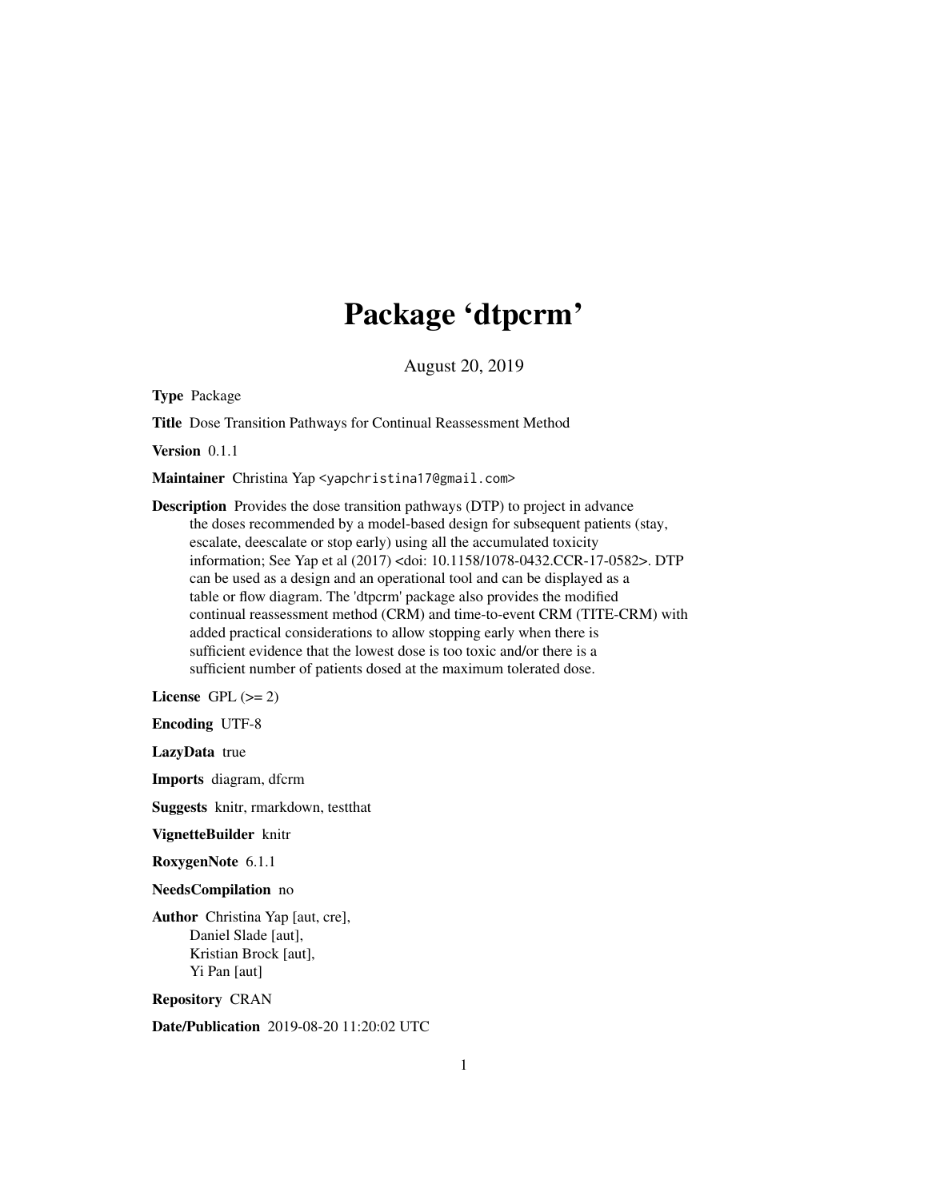# Package 'dtpcrm'

August 20, 2019

**Type** Package

**Title** Dose Transition Pathways for Continual Reassessment Method

**Version** 0.1.1

**Maintainer** Christina Yap <yapchristina17@gmail.com>

**Description** Provides the dose transition pathways (DTP) to project in advance the doses recommended by a model-based design for subsequent patients (stay, escalate, deescalate or stop early) using all the accumulated toxicity information; See Yap et al (2017) <doi: 10.1158/1078-0432.CCR-17-0582>. DTP can be used as a design and an operational tool and can be displayed as a table or flow diagram. The 'dtpcrm' package also provides the modified continual reassessment method (CRM) and time-to-event CRM (TITE-CRM) with added practical considerations to allow stopping early when there is sufficient evidence that the lowest dose is too toxic and/or there is a sufficient number of patients dosed at the maximum tolerated dose.

**License** GPL (>= 2)

**Encoding** UTF-8

**LazyData** true

**Imports** diagram, dfcrm

**Suggests** knitr, rmarkdown, testthat

**VignetteBuilder** knitr

**RoxygenNote** 6.1.1

**NeedsCompilation** no

**Author** Christina Yap [aut, cre],
Daniel Slade [aut],
Kristian Brock [aut],
Yi Pan [aut]

**Repository** CRAN

**Date/Publication** 2019-08-20 11:20:02 UTC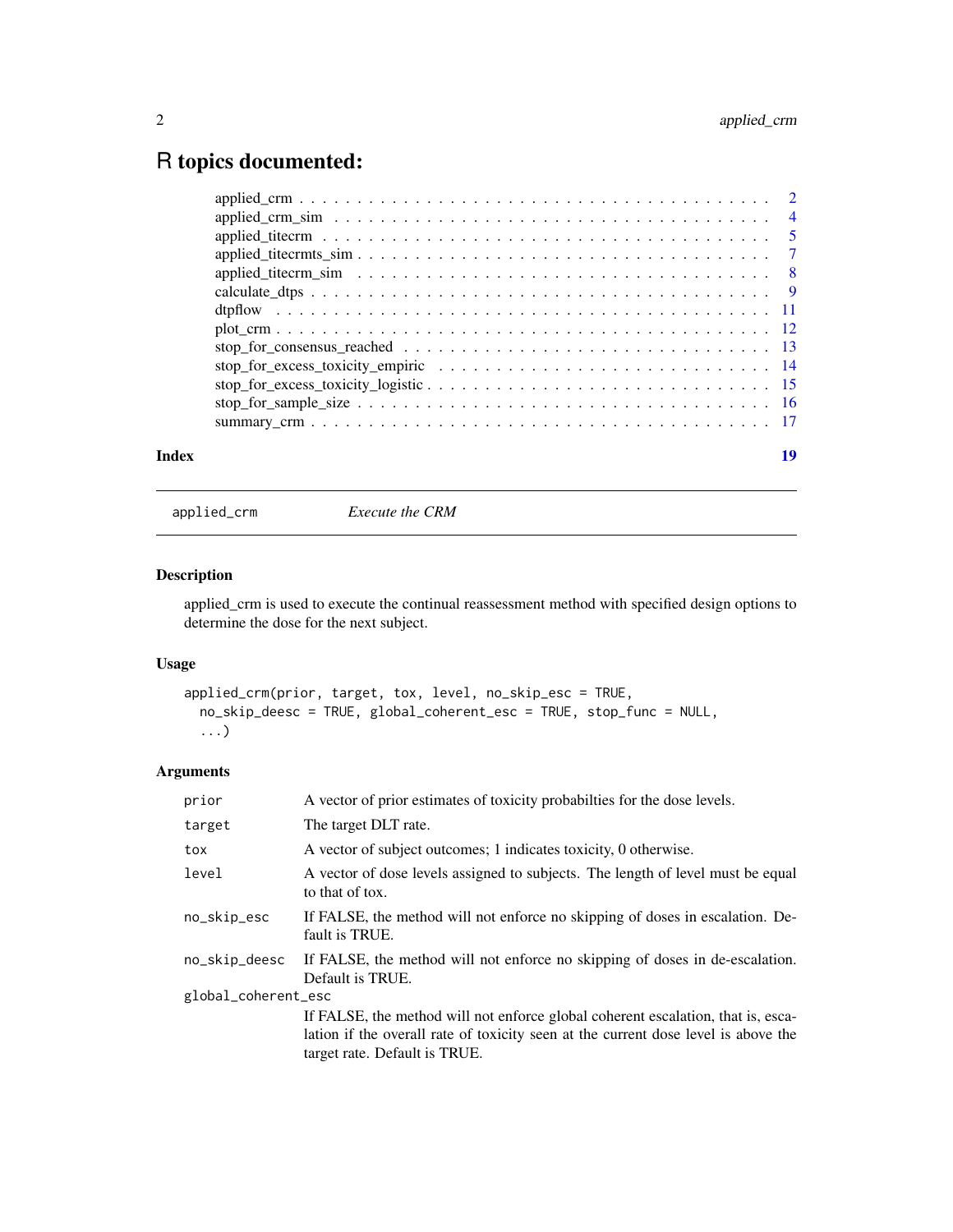# R topics documented:

| | |
|---|---|
| applied_crm | 2 |
| applied_crm_sim | 4 |
| applied_titecrm | 5 |
| applied_titecrmts_sim | 7 |
| applied_titecrm_sim | 8 |
| calculate_dtps | 9 |
| dtpflow | 11 |
| plot_crm | 12 |
| stop_for_consensus_reached | 13 |
| stop_for_excess_toxicity_empiric | 14 |
| stop_for_excess_toxicity_logistic | 15 |
| stop_for_sample_size | 16 |
| summary_crm | 17 |

**Index** 19

---

`applied_crm` *Execute the CRM*

---

## Description

applied_crm is used to execute the continual reassessment method with specified design options to determine the dose for the next subject.

## Usage

```
applied_crm(prior, target, tox, level, no_skip_esc = TRUE,
  no_skip_deesc = TRUE, global_coherent_esc = TRUE, stop_func = NULL,
  ...)
```

## Arguments

| | |
|---|---|
| `prior` | A vector of prior estimates of toxicity probabilties for the dose levels. |
| `target` | The target DLT rate. |
| `tox` | A vector of subject outcomes; 1 indicates toxicity, 0 otherwise. |
| `level` | A vector of dose levels assigned to subjects. The length of level must be equal to that of tox. |
| `no_skip_esc` | If FALSE, the method will not enforce no skipping of doses in escalation. Default is TRUE. |
| `no_skip_deesc` | If FALSE, the method will not enforce no skipping of doses in de-escalation. Default is TRUE. |
| `global_coherent_esc` | If FALSE, the method will not enforce global coherent escalation, that is, escalation if the overall rate of toxicity seen at the current dose level is above the target rate. Default is TRUE. |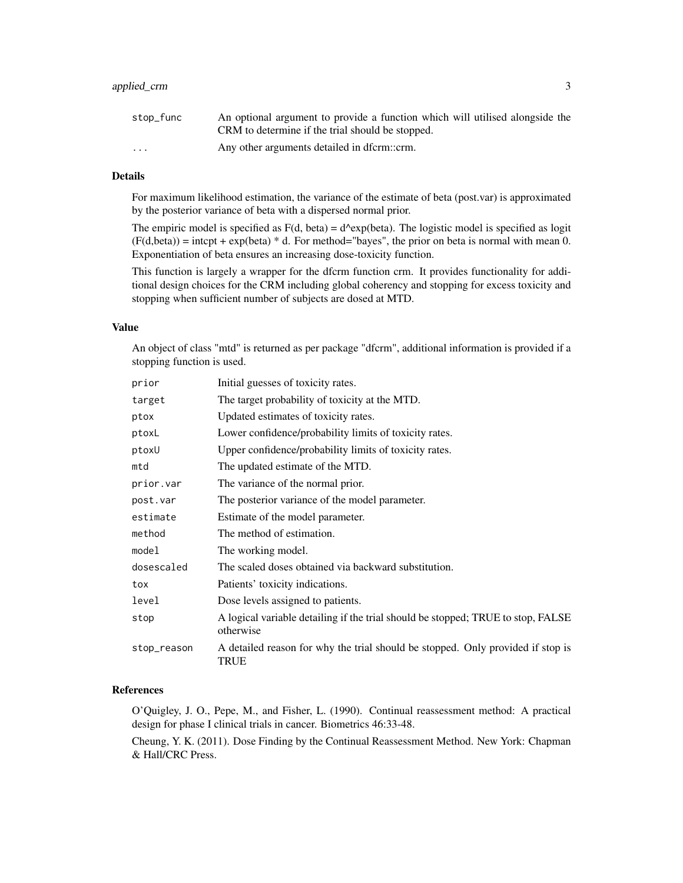| | |
|---|---|
| stop_func | An optional argument to provide a function which will utilised alongside the CRM to determine if the trial should be stopped. |
| ... | Any other arguments detailed in dfcrm::crm. |

## Details

For maximum likelihood estimation, the variance of the estimate of beta (post.var) is approximated by the posterior variance of beta with a dispersed normal prior.

The empiric model is specified as F(d, beta) = d^exp(beta). The logistic model is specified as logit (F(d,beta)) = intcpt + exp(beta) * d. For method="bayes", the prior on beta is normal with mean 0. Exponentiation of beta ensures an increasing dose-toxicity function.

This function is largely a wrapper for the dfcrm function crm. It provides functionality for additional design choices for the CRM including global coherency and stopping for excess toxicity and stopping when sufficient number of subjects are dosed at MTD.

## Value

An object of class "mtd" is returned as per package "dfcrm", additional information is provided if a stopping function is used.

| | |
|---|---|
| prior | Initial guesses of toxicity rates. |
| target | The target probability of toxicity at the MTD. |
| ptox | Updated estimates of toxicity rates. |
| ptoxL | Lower confidence/probability limits of toxicity rates. |
| ptoxU | Upper confidence/probability limits of toxicity rates. |
| mtd | The updated estimate of the MTD. |
| prior.var | The variance of the normal prior. |
| post.var | The posterior variance of the model parameter. |
| estimate | Estimate of the model parameter. |
| method | The method of estimation. |
| model | The working model. |
| dosescaled | The scaled doses obtained via backward substitution. |
| tox | Patients' toxicity indications. |
| level | Dose levels assigned to patients. |
| stop | A logical variable detailing if the trial should be stopped; TRUE to stop, FALSE otherwise |
| stop_reason | A detailed reason for why the trial should be stopped. Only provided if stop is TRUE |

## References

O'Quigley, J. O., Pepe, M., and Fisher, L. (1990). Continual reassessment method: A practical design for phase I clinical trials in cancer. Biometrics 46:33-48.

Cheung, Y. K. (2011). Dose Finding by the Continual Reassessment Method. New York: Chapman & Hall/CRC Press.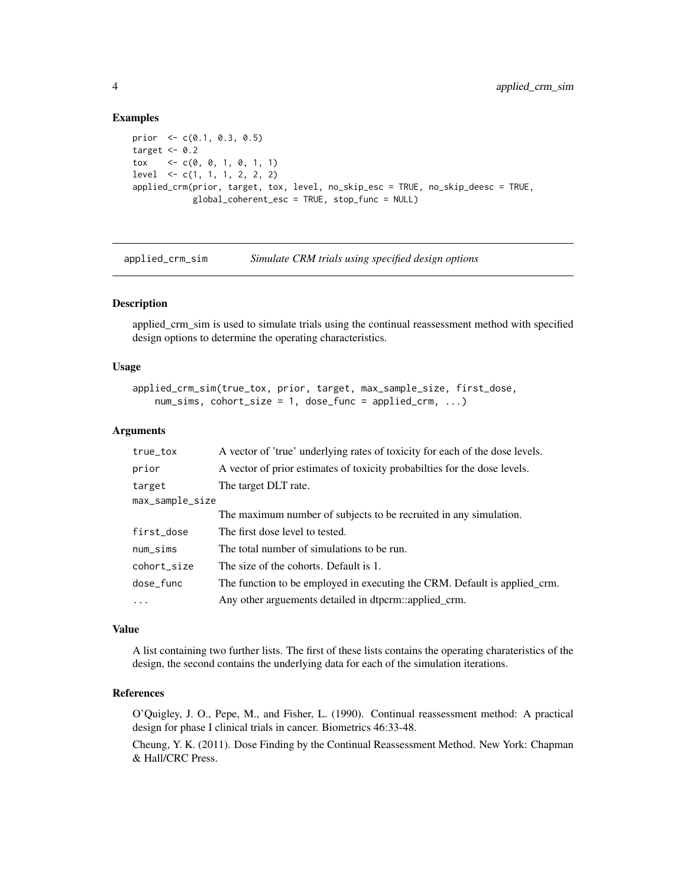### Examples

```
prior  <- c(0.1, 0.3, 0.5)
target <- 0.2
tox    <- c(0, 0, 1, 0, 1, 1)
level  <- c(1, 1, 1, 2, 2, 2)
applied_crm(prior, target, tox, level, no_skip_esc = TRUE, no_skip_deesc = TRUE,
            global_coherent_esc = TRUE, stop_func = NULL)
```

---

## applied_crm_sim — *Simulate CRM trials using specified design options*

### Description

applied_crm_sim is used to simulate trials using the continual reassessment method with specified design options to determine the operating characteristics.

### Usage

```
applied_crm_sim(true_tox, prior, target, max_sample_size, first_dose,
    num_sims, cohort_size = 1, dose_func = applied_crm, ...)
```

### Arguments

| | |
|---|---|
| true_tox | A vector of 'true' underlying rates of toxicity for each of the dose levels. |
| prior | A vector of prior estimates of toxicity probabilties for the dose levels. |
| target | The target DLT rate. |
| max_sample_size | The maximum number of subjects to be recruited in any simulation. |
| first_dose | The first dose level to tested. |
| num_sims | The total number of simulations to be run. |
| cohort_size | The size of the cohorts. Default is 1. |
| dose_func | The function to be employed in executing the CRM. Default is applied_crm. |
| ... | Any other arguements detailed in dtpcrm::applied_crm. |

### Value

A list containing two further lists. The first of these lists contains the operating charateristics of the design, the second contains the underlying data for each of the simulation iterations.

### References

O'Quigley, J. O., Pepe, M., and Fisher, L. (1990). Continual reassessment method: A practical design for phase I clinical trials in cancer. Biometrics 46:33-48.

Cheung, Y. K. (2011). Dose Finding by the Continual Reassessment Method. New York: Chapman & Hall/CRC Press.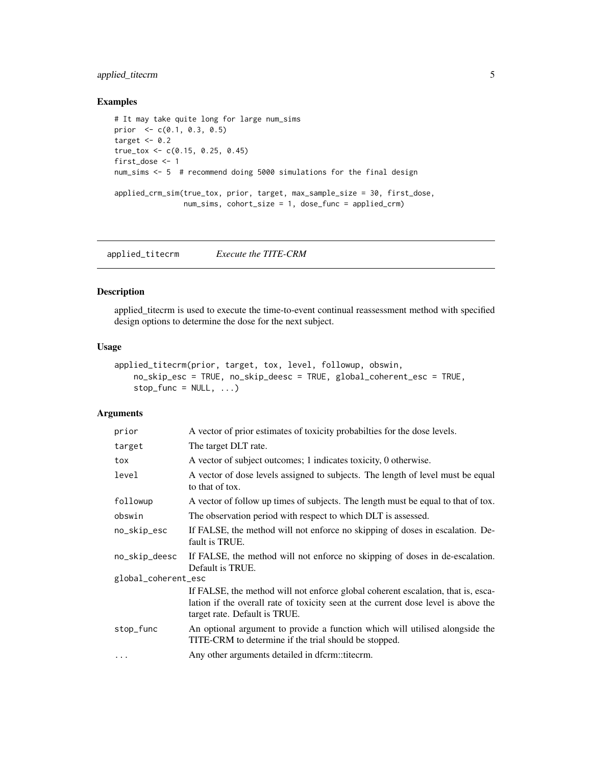## Examples

```
# It may take quite long for large num_sims
prior  <- c(0.1, 0.3, 0.5)
target <- 0.2
true_tox <- c(0.15, 0.25, 0.45)
first_dose <- 1
num_sims <- 5  # recommend doing 5000 simulations for the final design

applied_crm_sim(true_tox, prior, target, max_sample_size = 30, first_dose,
                num_sims, cohort_size = 1, dose_func = applied_crm)
```

---

# applied_titecrm    *Execute the TITE-CRM*

## Description

applied_titecrm is used to execute the time-to-event continual reassessment method with specified design options to determine the dose for the next subject.

## Usage

```
applied_titecrm(prior, target, tox, level, followup, obswin,
    no_skip_esc = TRUE, no_skip_deesc = TRUE, global_coherent_esc = TRUE,
    stop_func = NULL, ...)
```

## Arguments

| Argument | Description |
|---|---|
| `prior` | A vector of prior estimates of toxicity probabilties for the dose levels. |
| `target` | The target DLT rate. |
| `tox` | A vector of subject outcomes; 1 indicates toxicity, 0 otherwise. |
| `level` | A vector of dose levels assigned to subjects. The length of level must be equal to that of tox. |
| `followup` | A vector of follow up times of subjects. The length must be equal to that of tox. |
| `obswin` | The observation period with respect to which DLT is assessed. |
| `no_skip_esc` | If FALSE, the method will not enforce no skipping of doses in escalation. Default is TRUE. |
| `no_skip_deesc` | If FALSE, the method will not enforce no skipping of doses in de-escalation. Default is TRUE. |
| `global_coherent_esc` | If FALSE, the method will not enforce global coherent escalation, that is, escalation if the overall rate of toxicity seen at the current dose level is above the target rate. Default is TRUE. |
| `stop_func` | An optional argument to provide a function which will utilised alongside the TITE-CRM to determine if the trial should be stopped. |
| `...` | Any other arguments detailed in dfcrm::titecrm. |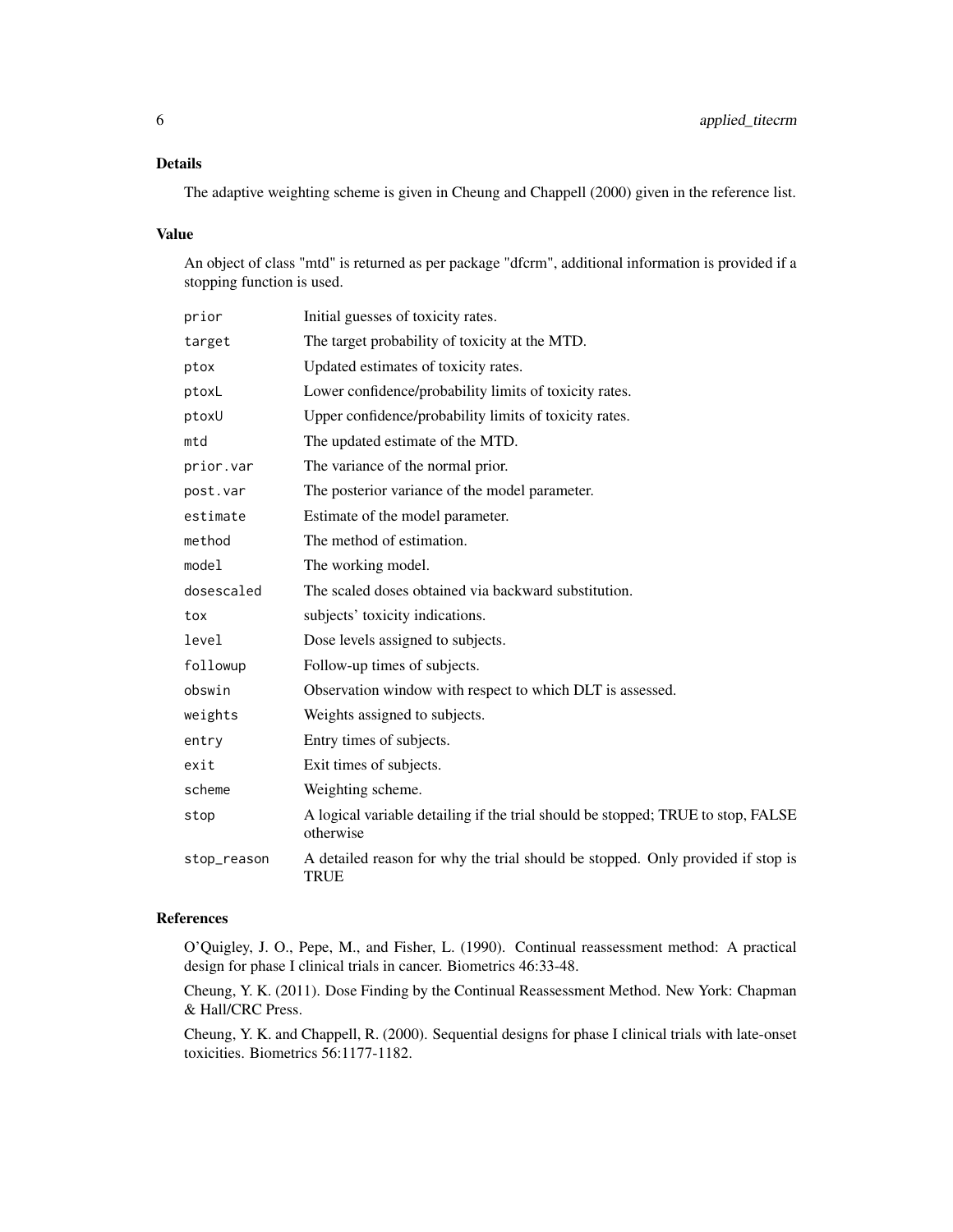## Details

The adaptive weighting scheme is given in Cheung and Chappell (2000) given in the reference list.

## Value

An object of class "mtd" is returned as per package "dfcrm", additional information is provided if a stopping function is used.

| | |
|---|---|
| `prior` | Initial guesses of toxicity rates. |
| `target` | The target probability of toxicity at the MTD. |
| `ptox` | Updated estimates of toxicity rates. |
| `ptoxL` | Lower confidence/probability limits of toxicity rates. |
| `ptoxU` | Upper confidence/probability limits of toxicity rates. |
| `mtd` | The updated estimate of the MTD. |
| `prior.var` | The variance of the normal prior. |
| `post.var` | The posterior variance of the model parameter. |
| `estimate` | Estimate of the model parameter. |
| `method` | The method of estimation. |
| `model` | The working model. |
| `dosescaled` | The scaled doses obtained via backward substitution. |
| `tox` | subjects' toxicity indications. |
| `level` | Dose levels assigned to subjects. |
| `followup` | Follow-up times of subjects. |
| `obswin` | Observation window with respect to which DLT is assessed. |
| `weights` | Weights assigned to subjects. |
| `entry` | Entry times of subjects. |
| `exit` | Exit times of subjects. |
| `scheme` | Weighting scheme. |
| `stop` | A logical variable detailing if the trial should be stopped; TRUE to stop, FALSE otherwise |
| `stop_reason` | A detailed reason for why the trial should be stopped. Only provided if stop is TRUE |

## References

O'Quigley, J. O., Pepe, M., and Fisher, L. (1990). Continual reassessment method: A practical design for phase I clinical trials in cancer. Biometrics 46:33-48.

Cheung, Y. K. (2011). Dose Finding by the Continual Reassessment Method. New York: Chapman & Hall/CRC Press.

Cheung, Y. K. and Chappell, R. (2000). Sequential designs for phase I clinical trials with late-onset toxicities. Biometrics 56:1177-1182.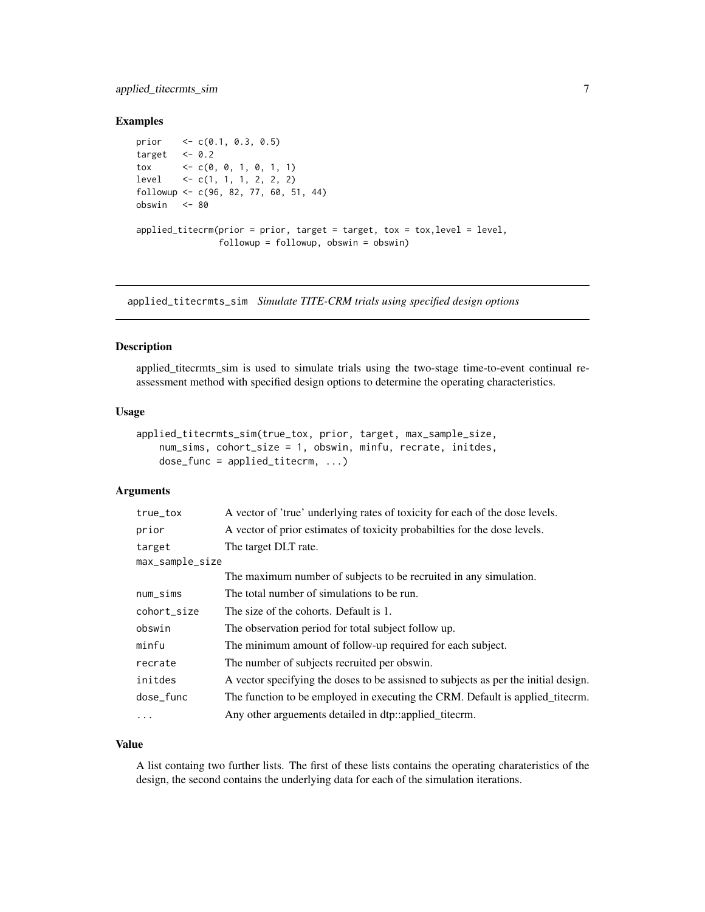## Examples

```
prior    <- c(0.1, 0.3, 0.5)
target   <- 0.2
tox      <- c(0, 0, 1, 0, 1, 1)
level    <- c(1, 1, 1, 2, 2, 2)
followup <- c(96, 82, 77, 60, 51, 44)
obswin   <- 80

applied_titecrm(prior = prior, target = target, tox = tox,level = level,
                followup = followup, obswin = obswin)
```

---

# applied_titecrmts_sim *Simulate TITE-CRM trials using specified design options*

---

## Description

applied_titecrmts_sim is used to simulate trials using the two-stage time-to-event continual reassessment method with specified design options to determine the operating characteristics.

## Usage

```
applied_titecrmts_sim(true_tox, prior, target, max_sample_size,
    num_sims, cohort_size = 1, obswin, minfu, recrate, initdes,
    dose_func = applied_titecrm, ...)
```

## Arguments

| | |
|---|---|
| true_tox | A vector of 'true' underlying rates of toxicity for each of the dose levels. |
| prior | A vector of prior estimates of toxicity probabilties for the dose levels. |
| target | The target DLT rate. |
| max_sample_size | The maximum number of subjects to be recruited in any simulation. |
| num_sims | The total number of simulations to be run. |
| cohort_size | The size of the cohorts. Default is 1. |
| obswin | The observation period for total subject follow up. |
| minfu | The minimum amount of follow-up required for each subject. |
| recrate | The number of subjects recruited per obswin. |
| initdes | A vector specifying the doses to be assisned to subjects as per the initial design. |
| dose_func | The function to be employed in executing the CRM. Default is applied_titecrm. |
| ... | Any other arguements detailed in dtp::applied_titecrm. |

## Value

A list containg two further lists. The first of these lists contains the operating charateristics of the design, the second contains the underlying data for each of the simulation iterations.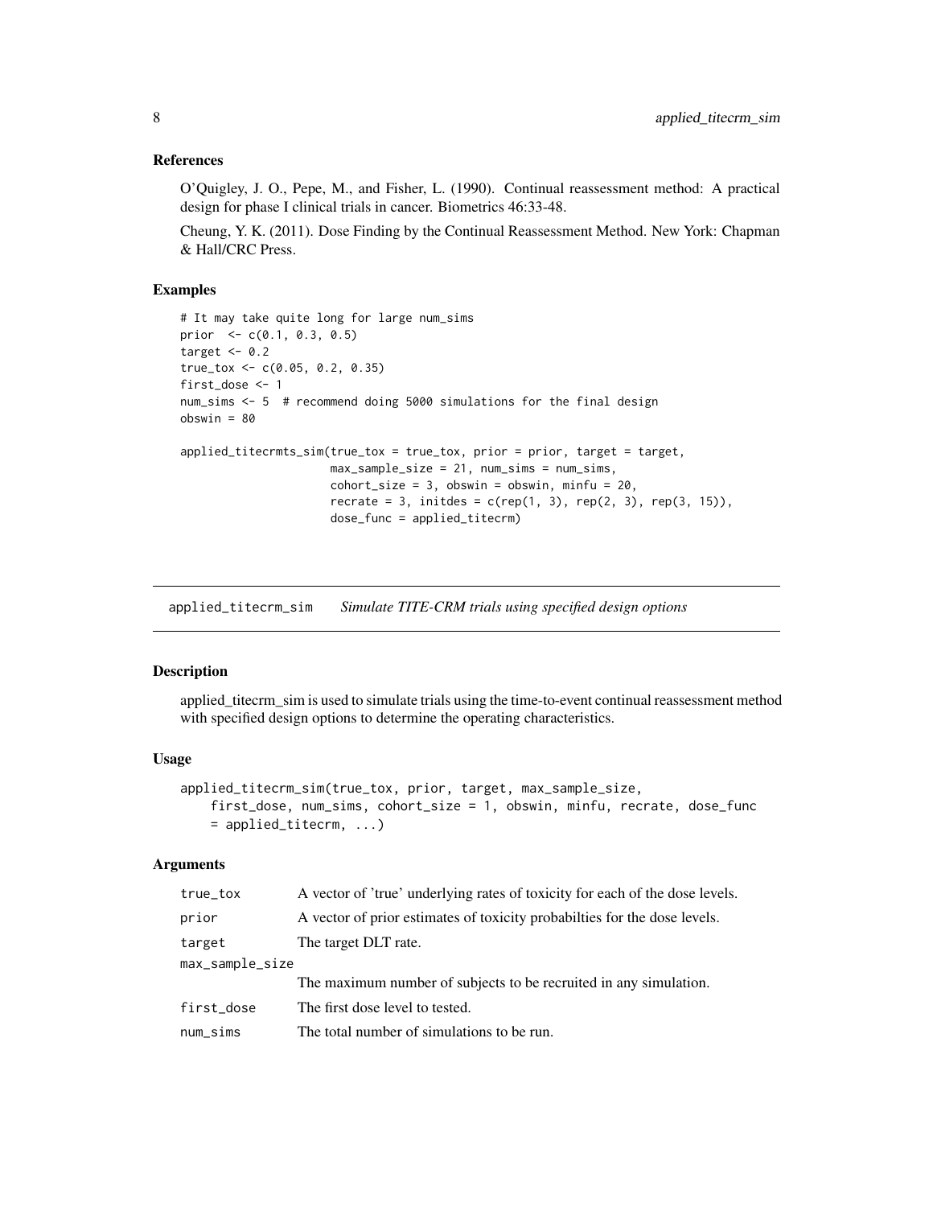### References

O'Quigley, J. O., Pepe, M., and Fisher, L. (1990). Continual reassessment method: A practical design for phase I clinical trials in cancer. Biometrics 46:33-48.

Cheung, Y. K. (2011). Dose Finding by the Continual Reassessment Method. New York: Chapman & Hall/CRC Press.

### Examples

```
# It may take quite long for large num_sims
prior  <- c(0.1, 0.3, 0.5)
target <- 0.2
true_tox <- c(0.05, 0.2, 0.35)
first_dose <- 1
num_sims <- 5  # recommend doing 5000 simulations for the final design
obswin = 80

applied_titecrmts_sim(true_tox = true_tox, prior = prior, target = target,
                      max_sample_size = 21, num_sims = num_sims,
                      cohort_size = 3, obswin = obswin, minfu = 20,
                      recrate = 3, initdes = c(rep(1, 3), rep(2, 3), rep(3, 15)),
                      dose_func = applied_titecrm)
```

---

## applied_titecrm_sim *Simulate TITE-CRM trials using specified design options*

---

### Description

applied_titecrm_sim is used to simulate trials using the time-to-event continual reassessment method with specified design options to determine the operating characteristics.

### Usage

```
applied_titecrm_sim(true_tox, prior, target, max_sample_size,
    first_dose, num_sims, cohort_size = 1, obswin, minfu, recrate, dose_func
    = applied_titecrm, ...)
```

### Arguments

| | |
|---|---|
| true_tox | A vector of 'true' underlying rates of toxicity for each of the dose levels. |
| prior | A vector of prior estimates of toxicity probabilties for the dose levels. |
| target | The target DLT rate. |
| max_sample_size | The maximum number of subjects to be recruited in any simulation. |
| first_dose | The first dose level to tested. |
| num_sims | The total number of simulations to be run. |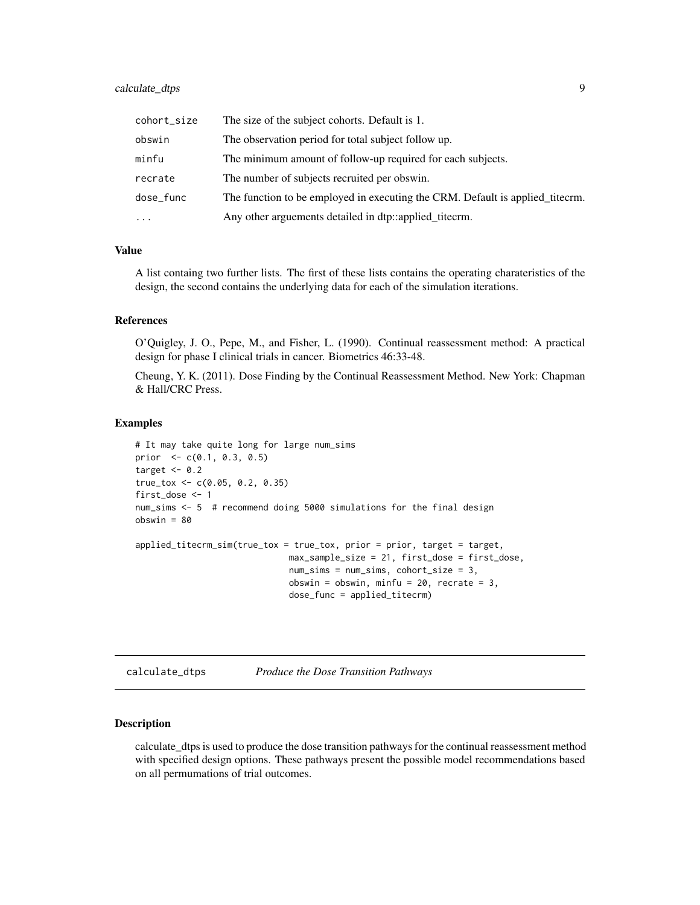| | |
|---|---|
| cohort_size | The size of the subject cohorts. Default is 1. |
| obswin | The observation period for total subject follow up. |
| minfu | The minimum amount of follow-up required for each subjects. |
| recrate | The number of subjects recruited per obswin. |
| dose_func | The function to be employed in executing the CRM. Default is applied_titecrm. |
| ... | Any other arguements detailed in dtp::applied_titecrm. |

### Value

A list containg two further lists. The first of these lists contains the operating charateristics of the design, the second contains the underlying data for each of the simulation iterations.

### References

O'Quigley, J. O., Pepe, M., and Fisher, L. (1990). Continual reassessment method: A practical design for phase I clinical trials in cancer. Biometrics 46:33-48.

Cheung, Y. K. (2011). Dose Finding by the Continual Reassessment Method. New York: Chapman & Hall/CRC Press.

### Examples

```
# It may take quite long for large num_sims
prior  <- c(0.1, 0.3, 0.5)
target <- 0.2
true_tox <- c(0.05, 0.2, 0.35)
first_dose <- 1
num_sims <- 5  # recommend doing 5000 simulations for the final design
obswin = 80

applied_titecrm_sim(true_tox = true_tox, prior = prior, target = target,
                              max_sample_size = 21, first_dose = first_dose,
                              num_sims = num_sims, cohort_size = 3,
                              obswin = obswin, minfu = 20, recrate = 3,
                              dose_func = applied_titecrm)
```

---

## calculate_dtps — *Produce the Dose Transition Pathways*

### Description

calculate_dtps is used to produce the dose transition pathways for the continual reassessment method with specified design options. These pathways present the possible model recommendations based on all permumations of trial outcomes.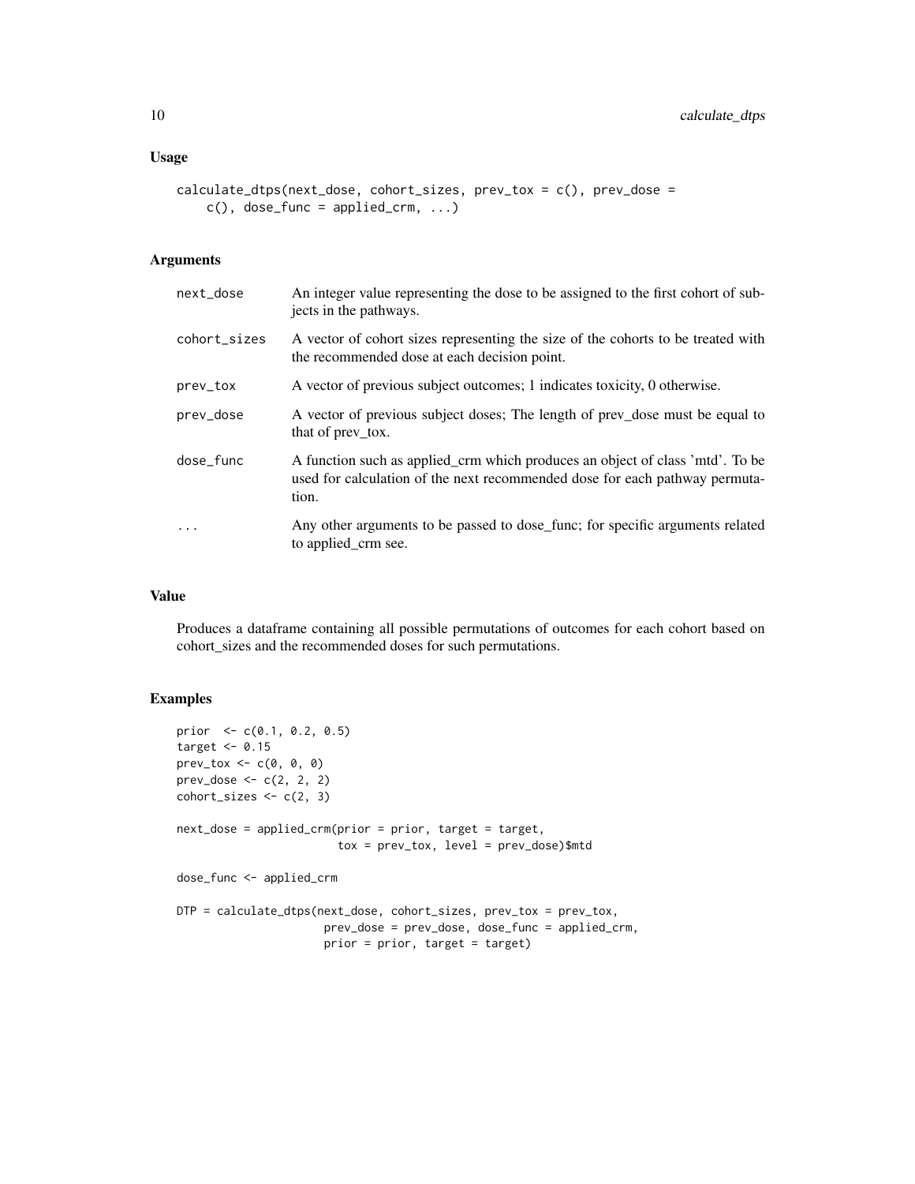### Usage

```
calculate_dtps(next_dose, cohort_sizes, prev_tox = c(), prev_dose =
    c(), dose_func = applied_crm, ...)
```

### Arguments

| | |
|---|---|
| next_dose | An integer value representing the dose to be assigned to the first cohort of subjects in the pathways. |
| cohort_sizes | A vector of cohort sizes representing the size of the cohorts to be treated with the recommended dose at each decision point. |
| prev_tox | A vector of previous subject outcomes; 1 indicates toxicity, 0 otherwise. |
| prev_dose | A vector of previous subject doses; The length of prev_dose must be equal to that of prev_tox. |
| dose_func | A function such as applied_crm which produces an object of class 'mtd'. To be used for calculation of the next recommended dose for each pathway permutation. |
| ... | Any other arguments to be passed to dose_func; for specific arguments related to applied_crm see. |

### Value

Produces a dataframe containing all possible permutations of outcomes for each cohort based on cohort_sizes and the recommended doses for such permutations.

### Examples

```
prior  <- c(0.1, 0.2, 0.5)
target <- 0.15
prev_tox <- c(0, 0, 0)
prev_dose <- c(2, 2, 2)
cohort_sizes <- c(2, 3)

next_dose = applied_crm(prior = prior, target = target,
                        tox = prev_tox, level = prev_dose)$mtd

dose_func <- applied_crm

DTP = calculate_dtps(next_dose, cohort_sizes, prev_tox = prev_tox,
                     prev_dose = prev_dose, dose_func = applied_crm,
                     prior = prior, target = target)
```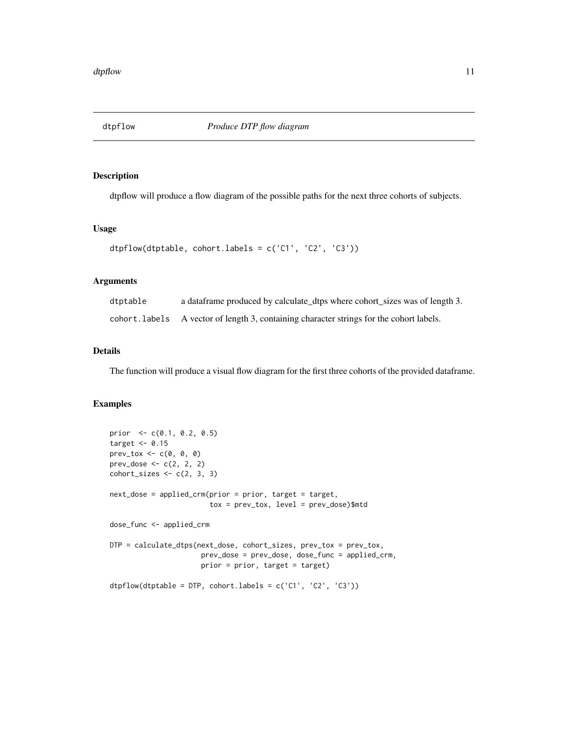# dtpflow — *Produce DTP flow diagram*

## Description

dtpflow will produce a flow diagram of the possible paths for the next three cohorts of subjects.

## Usage

```
dtpflow(dtptable, cohort.labels = c('C1', 'C2', 'C3'))
```

## Arguments

| | |
|---|---|
| dtptable | a dataframe produced by calculate_dtps where cohort_sizes was of length 3. |
| cohort.labels | A vector of length 3, containing character strings for the cohort labels. |

## Details

The function will produce a visual flow diagram for the first three cohorts of the provided dataframe.

## Examples

```
prior  <- c(0.1, 0.2, 0.5)
target <- 0.15
prev_tox <- c(0, 0, 0)
prev_dose <- c(2, 2, 2)
cohort_sizes <- c(2, 3, 3)

next_dose = applied_crm(prior = prior, target = target,
                        tox = prev_tox, level = prev_dose)$mtd

dose_func <- applied_crm

DTP = calculate_dtps(next_dose, cohort_sizes, prev_tox = prev_tox,
                     prev_dose = prev_dose, dose_func = applied_crm,
                     prior = prior, target = target)

dtpflow(dtptable = DTP, cohort.labels = c('C1', 'C2', 'C3'))
```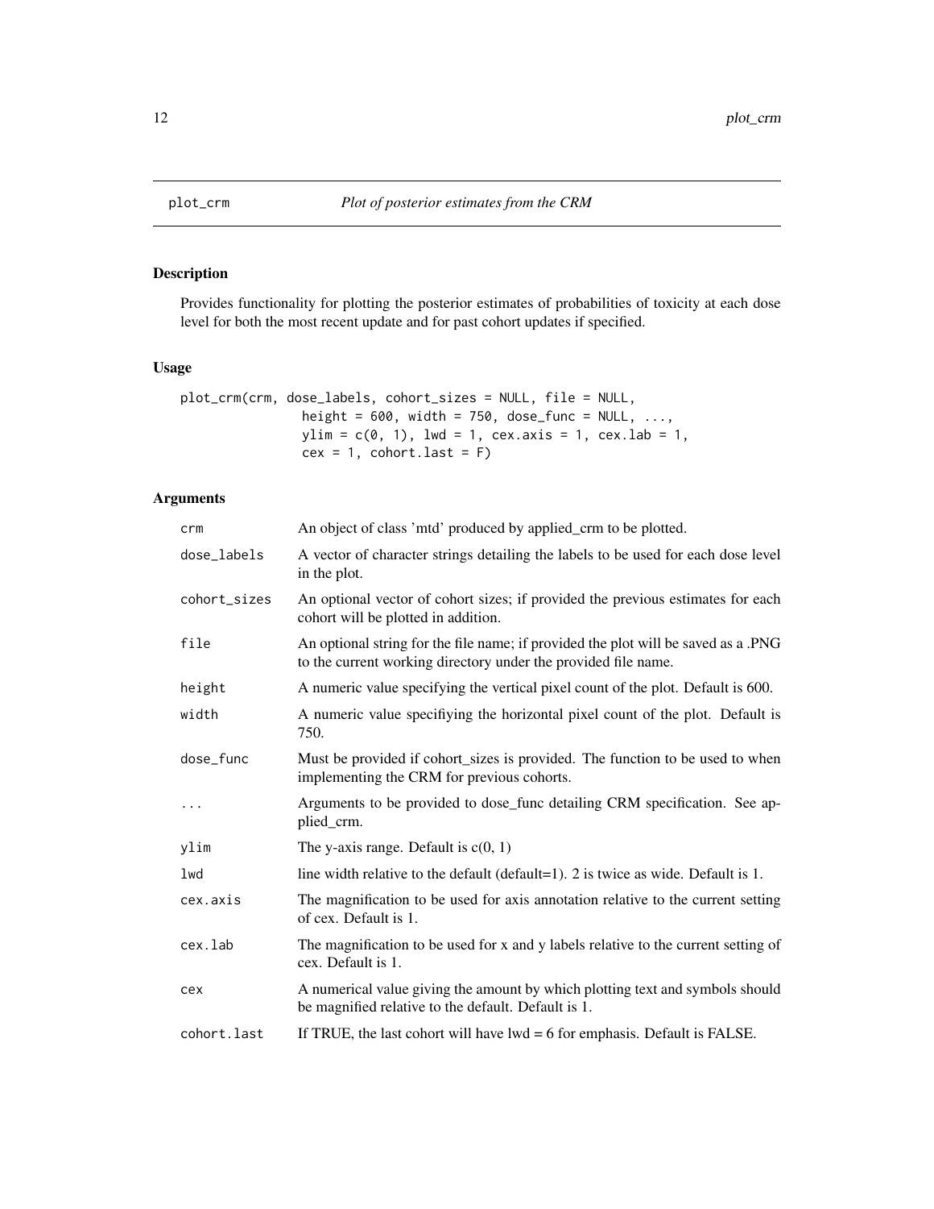# plot_crm — *Plot of posterior estimates from the CRM*

## Description

Provides functionality for plotting the posterior estimates of probabilities of toxicity at each dose level for both the most recent update and for past cohort updates if specified.

## Usage

```
plot_crm(crm, dose_labels, cohort_sizes = NULL, file = NULL,
                height = 600, width = 750, dose_func = NULL, ...,
                ylim = c(0, 1), lwd = 1, cex.axis = 1, cex.lab = 1,
                cex = 1, cohort.last = F)
```

## Arguments

| | |
|---|---|
| `crm` | An object of class 'mtd' produced by applied_crm to be plotted. |
| `dose_labels` | A vector of character strings detailing the labels to be used for each dose level in the plot. |
| `cohort_sizes` | An optional vector of cohort sizes; if provided the previous estimates for each cohort will be plotted in addition. |
| `file` | An optional string for the file name; if provided the plot will be saved as a .PNG to the current working directory under the provided file name. |
| `height` | A numeric value specifying the vertical pixel count of the plot. Default is 600. |
| `width` | A numeric value specifiying the horizontal pixel count of the plot. Default is 750. |
| `dose_func` | Must be provided if cohort_sizes is provided. The function to be used to when implementing the CRM for previous cohorts. |
| `...` | Arguments to be provided to dose_func detailing CRM specification. See applied_crm. |
| `ylim` | The y-axis range. Default is c(0, 1) |
| `lwd` | line width relative to the default (default=1). 2 is twice as wide. Default is 1. |
| `cex.axis` | The magnification to be used for axis annotation relative to the current setting of cex. Default is 1. |
| `cex.lab` | The magnification to be used for x and y labels relative to the current setting of cex. Default is 1. |
| `cex` | A numerical value giving the amount by which plotting text and symbols should be magnified relative to the default. Default is 1. |
| `cohort.last` | If TRUE, the last cohort will have lwd = 6 for emphasis. Default is FALSE. |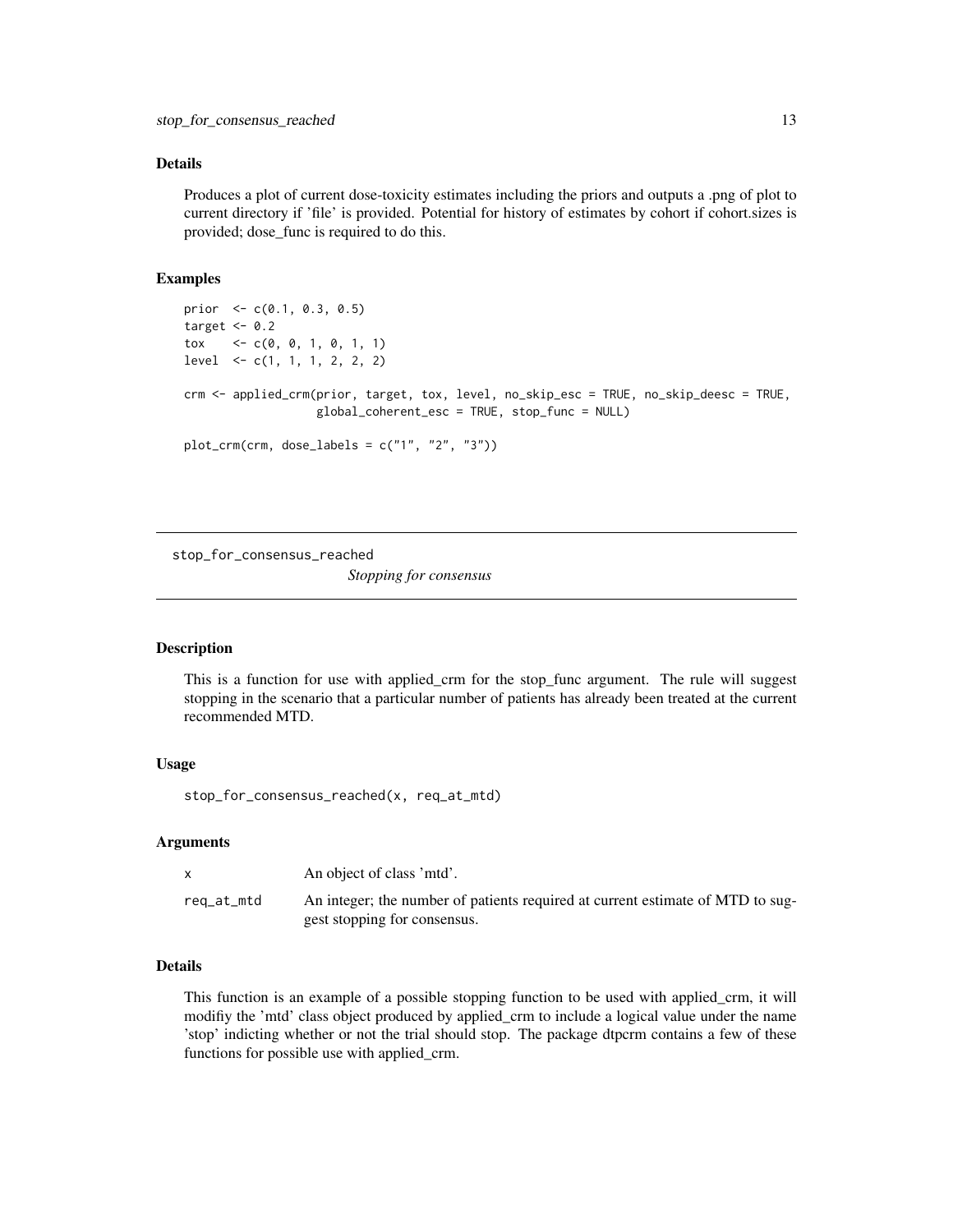### Details

Produces a plot of current dose-toxicity estimates including the priors and outputs a .png of plot to current directory if 'file' is provided. Potential for history of estimates by cohort if cohort.sizes is provided; dose_func is required to do this.

### Examples

```
prior  <- c(0.1, 0.3, 0.5)
target <- 0.2
tox    <- c(0, 0, 1, 0, 1, 1)
level  <- c(1, 1, 1, 2, 2, 2)

crm <- applied_crm(prior, target, tox, level, no_skip_esc = TRUE, no_skip_deesc = TRUE,
                   global_coherent_esc = TRUE, stop_func = NULL)

plot_crm(crm, dose_labels = c("1", "2", "3"))
```

---

## stop_for_consensus_reached

*Stopping for consensus*

### Description

This is a function for use with applied_crm for the stop_func argument. The rule will suggest stopping in the scenario that a particular number of patients has already been treated at the current recommended MTD.

### Usage

```
stop_for_consensus_reached(x, req_at_mtd)
```

### Arguments

| | |
|---|---|
| x | An object of class 'mtd'. |
| req_at_mtd | An integer; the number of patients required at current estimate of MTD to suggest stopping for consensus. |

### Details

This function is an example of a possible stopping function to be used with applied_crm, it will modifiy the 'mtd' class object produced by applied_crm to include a logical value under the name 'stop' indicting whether or not the trial should stop. The package dtpcrm contains a few of these functions for possible use with applied_crm.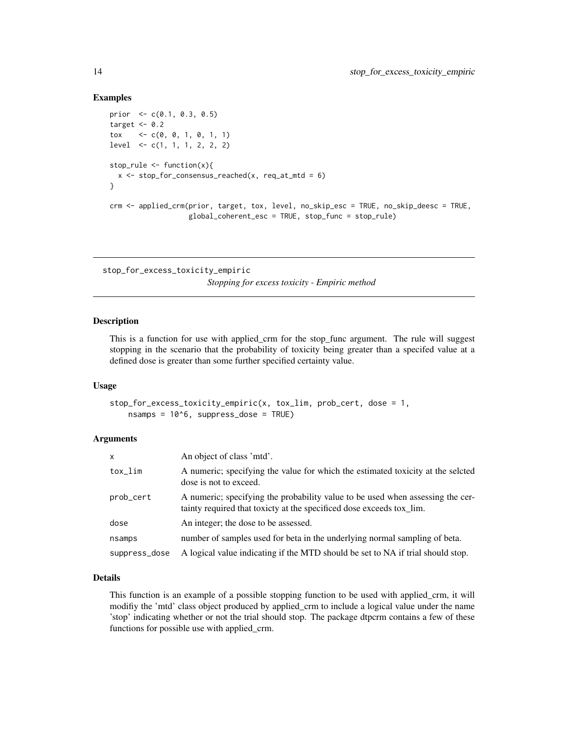## Examples

```
prior  <- c(0.1, 0.3, 0.5)
target <- 0.2
tox    <- c(0, 0, 1, 0, 1, 1)
level  <- c(1, 1, 1, 2, 2, 2)

stop_rule <- function(x){
  x <- stop_for_consensus_reached(x, req_at_mtd = 6)
}

crm <- applied_crm(prior, target, tox, level, no_skip_esc = TRUE, no_skip_deesc = TRUE,
                   global_coherent_esc = TRUE, stop_func = stop_rule)
```

---

# stop_for_excess_toxicity_empiric

*Stopping for excess toxicity - Empiric method*

---

## Description

This is a function for use with applied_crm for the stop_func argument. The rule will suggest stopping in the scenario that the probability of toxicity being greater than a specifed value at a defined dose is greater than some further specified certainty value.

## Usage

```
stop_for_excess_toxicity_empiric(x, tox_lim, prob_cert, dose = 1,
    nsamps = 10^6, suppress_dose = TRUE)
```

## Arguments

| | |
|---|---|
| x | An object of class 'mtd'. |
| tox_lim | A numeric; specifying the value for which the estimated toxicity at the selcted dose is not to exceed. |
| prob_cert | A numeric; specifying the probability value to be used when assessing the certainty required that toxicty at the specificed dose exceeds tox_lim. |
| dose | An integer; the dose to be assessed. |
| nsamps | number of samples used for beta in the underlying normal sampling of beta. |
| suppress_dose | A logical value indicating if the MTD should be set to NA if trial should stop. |

## Details

This function is an example of a possible stopping function to be used with applied_crm, it will modifiy the 'mtd' class object produced by applied_crm to include a logical value under the name 'stop' indicating whether or not the trial should stop. The package dtpcrm contains a few of these functions for possible use with applied_crm.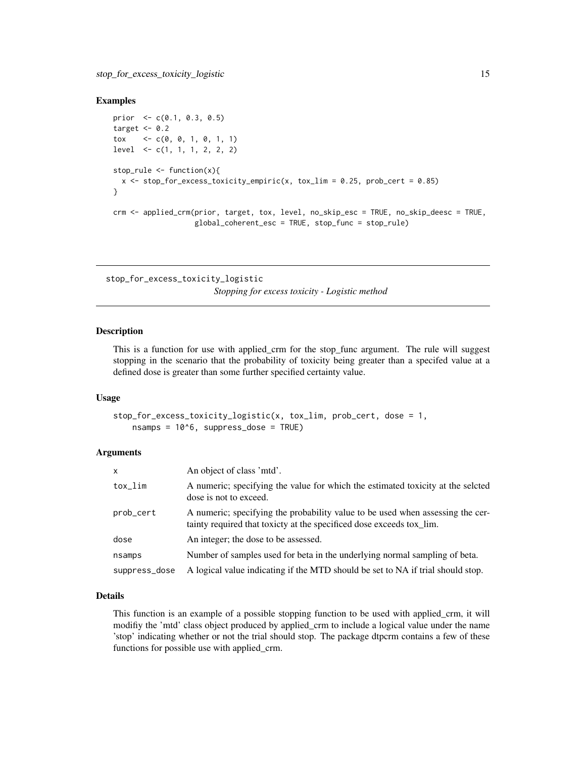### Examples

```
prior  <- c(0.1, 0.3, 0.5)
target <- 0.2
tox    <- c(0, 0, 1, 0, 1, 1)
level  <- c(1, 1, 1, 2, 2, 2)

stop_rule <- function(x){
  x <- stop_for_excess_toxicity_empiric(x, tox_lim = 0.25, prob_cert = 0.85)
}

crm <- applied_crm(prior, target, tox, level, no_skip_esc = TRUE, no_skip_deesc = TRUE,
                   global_coherent_esc = TRUE, stop_func = stop_rule)
```

## stop_for_excess_toxicity_logistic

*Stopping for excess toxicity - Logistic method*

### Description

This is a function for use with applied_crm for the stop_func argument. The rule will suggest stopping in the scenario that the probability of toxicity being greater than a specifed value at a defined dose is greater than some further specified certainty value.

### Usage

```
stop_for_excess_toxicity_logistic(x, tox_lim, prob_cert, dose = 1,
    nsamps = 10^6, suppress_dose = TRUE)
```

### Arguments

| | |
|---|---|
| x | An object of class 'mtd'. |
| tox_lim | A numeric; specifying the value for which the estimated toxicity at the selcted dose is not to exceed. |
| prob_cert | A numeric; specifying the probability value to be used when assessing the certainty required that toxicty at the specificed dose exceeds tox_lim. |
| dose | An integer; the dose to be assessed. |
| nsamps | Number of samples used for beta in the underlying normal sampling of beta. |
| suppress_dose | A logical value indicating if the MTD should be set to NA if trial should stop. |

### Details

This function is an example of a possible stopping function to be used with applied_crm, it will modifiy the 'mtd' class object produced by applied_crm to include a logical value under the name 'stop' indicating whether or not the trial should stop. The package dtpcrm contains a few of these functions for possible use with applied_crm.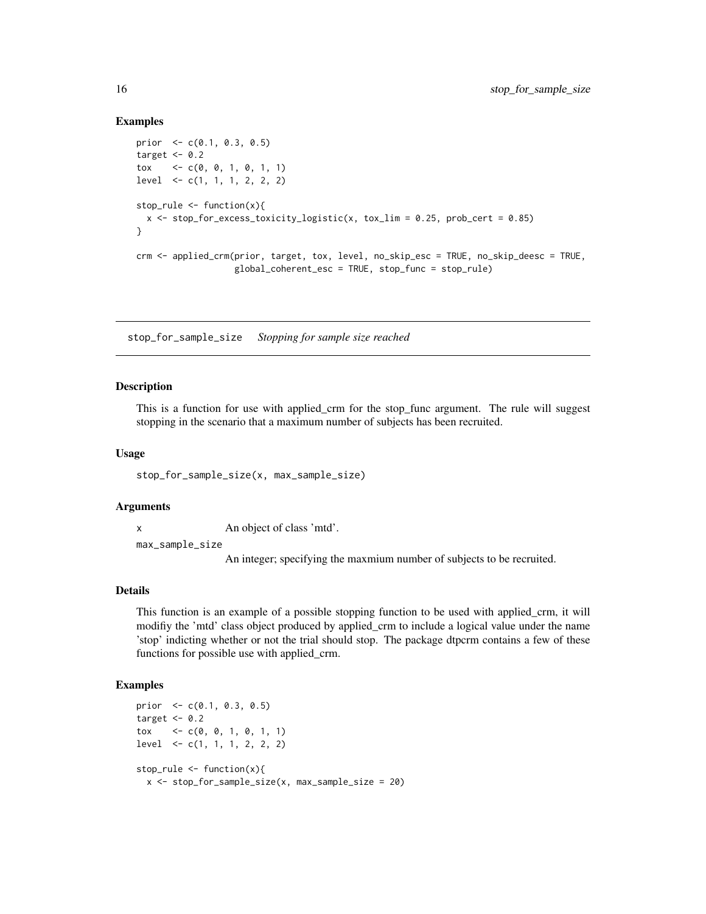## Examples

```
prior  <- c(0.1, 0.3, 0.5)
target <- 0.2
tox    <- c(0, 0, 1, 0, 1, 1)
level  <- c(1, 1, 1, 2, 2, 2)

stop_rule <- function(x){
  x <- stop_for_excess_toxicity_logistic(x, tox_lim = 0.25, prob_cert = 0.85)
}

crm <- applied_crm(prior, target, tox, level, no_skip_esc = TRUE, no_skip_deesc = TRUE,
                   global_coherent_esc = TRUE, stop_func = stop_rule)
```

---

# stop_for_sample_size    *Stopping for sample size reached*

## Description

This is a function for use with applied_crm for the stop_func argument. The rule will suggest stopping in the scenario that a maximum number of subjects has been recruited.

## Usage

```
stop_for_sample_size(x, max_sample_size)
```

## Arguments

| | |
|---|---|
| x | An object of class 'mtd'. |
| max_sample_size | An integer; specifying the maxmium number of subjects to be recruited. |

## Details

This function is an example of a possible stopping function to be used with applied_crm, it will modifiy the 'mtd' class object produced by applied_crm to include a logical value under the name 'stop' indicting whether or not the trial should stop. The package dtpcrm contains a few of these functions for possible use with applied_crm.

## Examples

```
prior  <- c(0.1, 0.3, 0.5)
target <- 0.2
tox    <- c(0, 0, 1, 0, 1, 1)
level  <- c(1, 1, 1, 2, 2, 2)

stop_rule <- function(x){
  x <- stop_for_sample_size(x, max_sample_size = 20)
```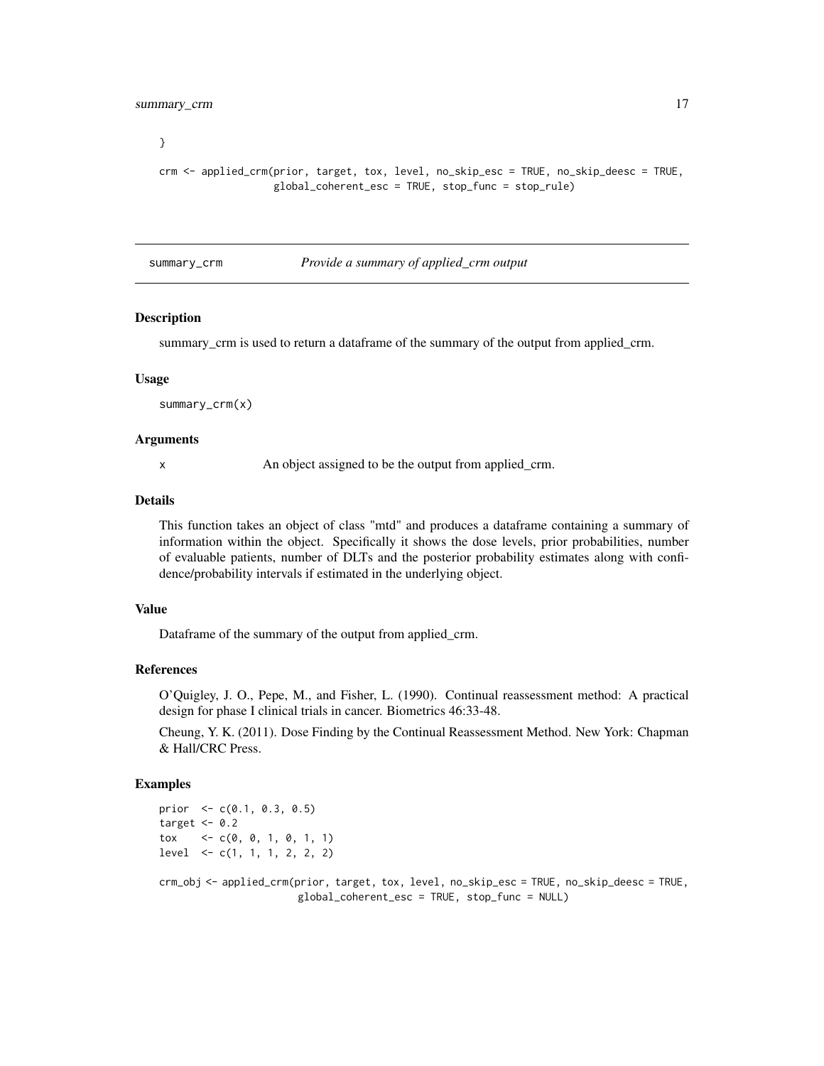```
}

crm <- applied_crm(prior, target, tox, level, no_skip_esc = TRUE, no_skip_deesc = TRUE,
                   global_coherent_esc = TRUE, stop_func = stop_rule)
```

---

## summary_crm — *Provide a summary of applied_crm output*

### Description

summary_crm is used to return a dataframe of the summary of the output from applied_crm.

### Usage

```
summary_crm(x)
```

### Arguments

| | |
|---|---|
| x | An object assigned to be the output from applied_crm. |

### Details

This function takes an object of class "mtd" and produces a dataframe containing a summary of information within the object. Specifically it shows the dose levels, prior probabilities, number of evaluable patients, number of DLTs and the posterior probability estimates along with confidence/probability intervals if estimated in the underlying object.

### Value

Dataframe of the summary of the output from applied_crm.

### References

O'Quigley, J. O., Pepe, M., and Fisher, L. (1990). Continual reassessment method: A practical design for phase I clinical trials in cancer. Biometrics 46:33-48.

Cheung, Y. K. (2011). Dose Finding by the Continual Reassessment Method. New York: Chapman & Hall/CRC Press.

### Examples

```
prior  <- c(0.1, 0.3, 0.5)
target <- 0.2
tox    <- c(0, 0, 1, 0, 1, 1)
level  <- c(1, 1, 1, 2, 2, 2)

crm_obj <- applied_crm(prior, target, tox, level, no_skip_esc = TRUE, no_skip_deesc = TRUE,
                       global_coherent_esc = TRUE, stop_func = NULL)
```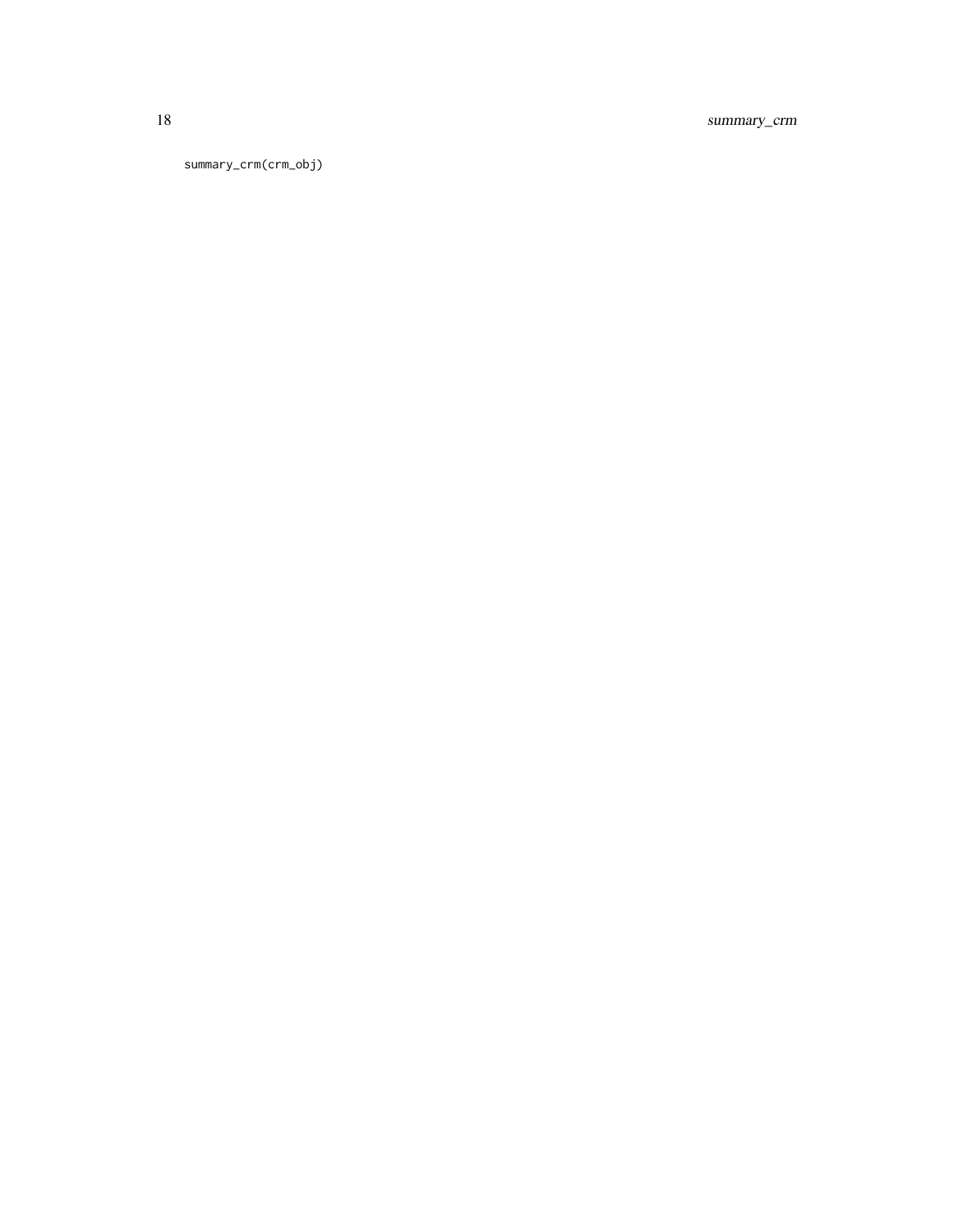```
summary_crm(crm_obj)
```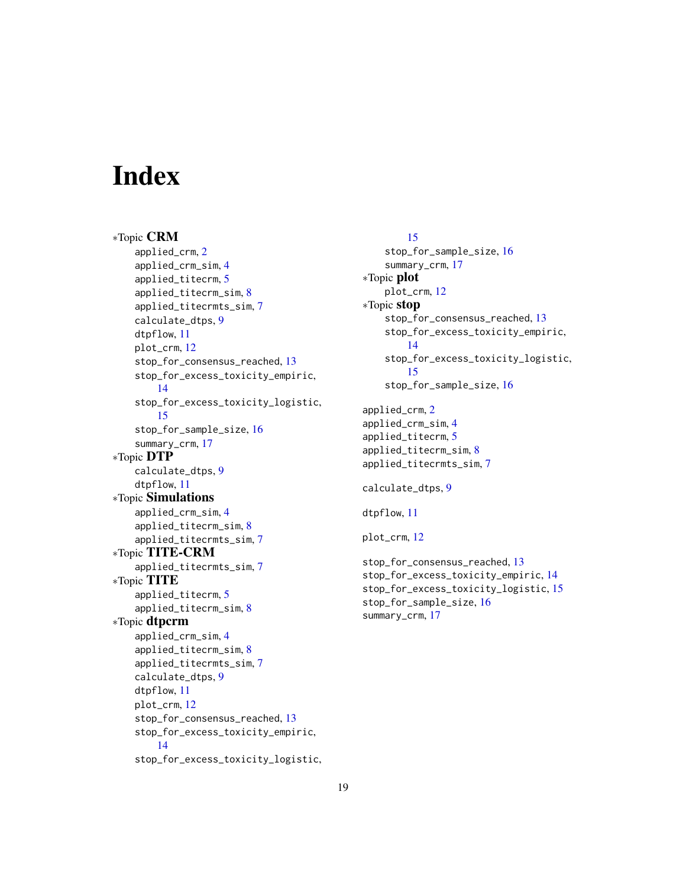# Index

*Topic **CRM**
- applied_crm, 2
- applied_crm_sim, 4
- applied_titecrm, 5
- applied_titecrm_sim, 8
- applied_titecrmts_sim, 7
- calculate_dtps, 9
- dtpflow, 11
- plot_crm, 12
- stop_for_consensus_reached, 13
- stop_for_excess_toxicity_empiric, 14
- stop_for_excess_toxicity_logistic, 15
- stop_for_sample_size, 16
- summary_crm, 17

*Topic **DTP**
- calculate_dtps, 9
- dtpflow, 11

*Topic **Simulations**
- applied_crm_sim, 4
- applied_titecrm_sim, 8
- applied_titecrmts_sim, 7

*Topic **TITE-CRM**
- applied_titecrmts_sim, 7

*Topic **TITE**
- applied_titecrm, 5
- applied_titecrm_sim, 8

*Topic **dtpcrm**
- applied_crm_sim, 4
- applied_titecrm_sim, 8
- applied_titecrmts_sim, 7
- calculate_dtps, 9
- dtpflow, 11
- plot_crm, 12
- stop_for_consensus_reached, 13
- stop_for_excess_toxicity_empiric, 14
- stop_for_excess_toxicity_logistic, 15
- stop_for_sample_size, 16
- summary_crm, 17

*Topic **plot**
- plot_crm, 12

*Topic **stop**
- stop_for_consensus_reached, 13
- stop_for_excess_toxicity_empiric, 14
- stop_for_excess_toxicity_logistic, 15
- stop_for_sample_size, 16

applied_crm, 2
applied_crm_sim, 4
applied_titecrm, 5
applied_titecrm_sim, 8
applied_titecrmts_sim, 7

calculate_dtps, 9

dtpflow, 11

plot_crm, 12

stop_for_consensus_reached, 13
stop_for_excess_toxicity_empiric, 14
stop_for_excess_toxicity_logistic, 15
stop_for_sample_size, 16
summary_crm, 17